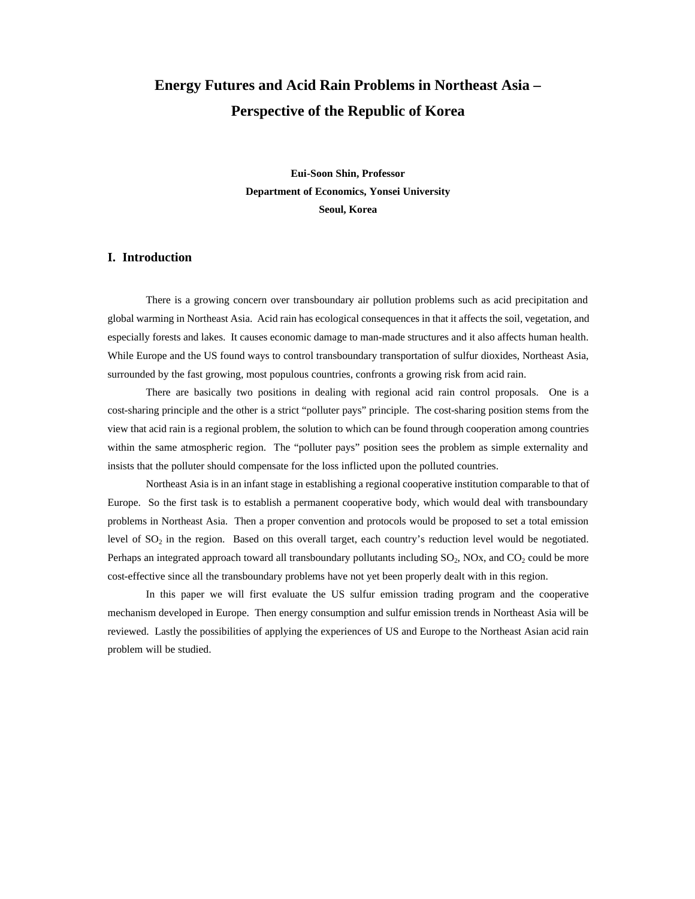# Energy Futures and Acid Rain Problems in Northeast Asia – Perspective of the Republic of Korea

**Eui-Soon Shin, Professor**
**Department of Economics, Yonsei University**
**Seoul, Korea**

## I. Introduction

There is a growing concern over transboundary air pollution problems such as acid precipitation and global warming in Northeast Asia. Acid rain has ecological consequences in that it affects the soil, vegetation, and especially forests and lakes. It causes economic damage to man-made structures and it also affects human health. While Europe and the US found ways to control transboundary transportation of sulfur dioxides, Northeast Asia, surrounded by the fast growing, most populous countries, confronts a growing risk from acid rain.

There are basically two positions in dealing with regional acid rain control proposals. One is a cost-sharing principle and the other is a strict "polluter pays" principle. The cost-sharing position stems from the view that acid rain is a regional problem, the solution to which can be found through cooperation among countries within the same atmospheric region. The "polluter pays" position sees the problem as simple externality and insists that the polluter should compensate for the loss inflicted upon the polluted countries.

Northeast Asia is in an infant stage in establishing a regional cooperative institution comparable to that of Europe. So the first task is to establish a permanent cooperative body, which would deal with transboundary problems in Northeast Asia. Then a proper convention and protocols would be proposed to set a total emission level of $SO_2$ in the region. Based on this overall target, each country's reduction level would be negotiated. Perhaps an integrated approach toward all transboundary pollutants including $SO_2$, NOx, and $CO_2$ could be more cost-effective since all the transboundary problems have not yet been properly dealt with in this region.

In this paper we will first evaluate the US sulfur emission trading program and the cooperative mechanism developed in Europe. Then energy consumption and sulfur emission trends in Northeast Asia will be reviewed. Lastly the possibilities of applying the experiences of US and Europe to the Northeast Asian acid rain problem will be studied.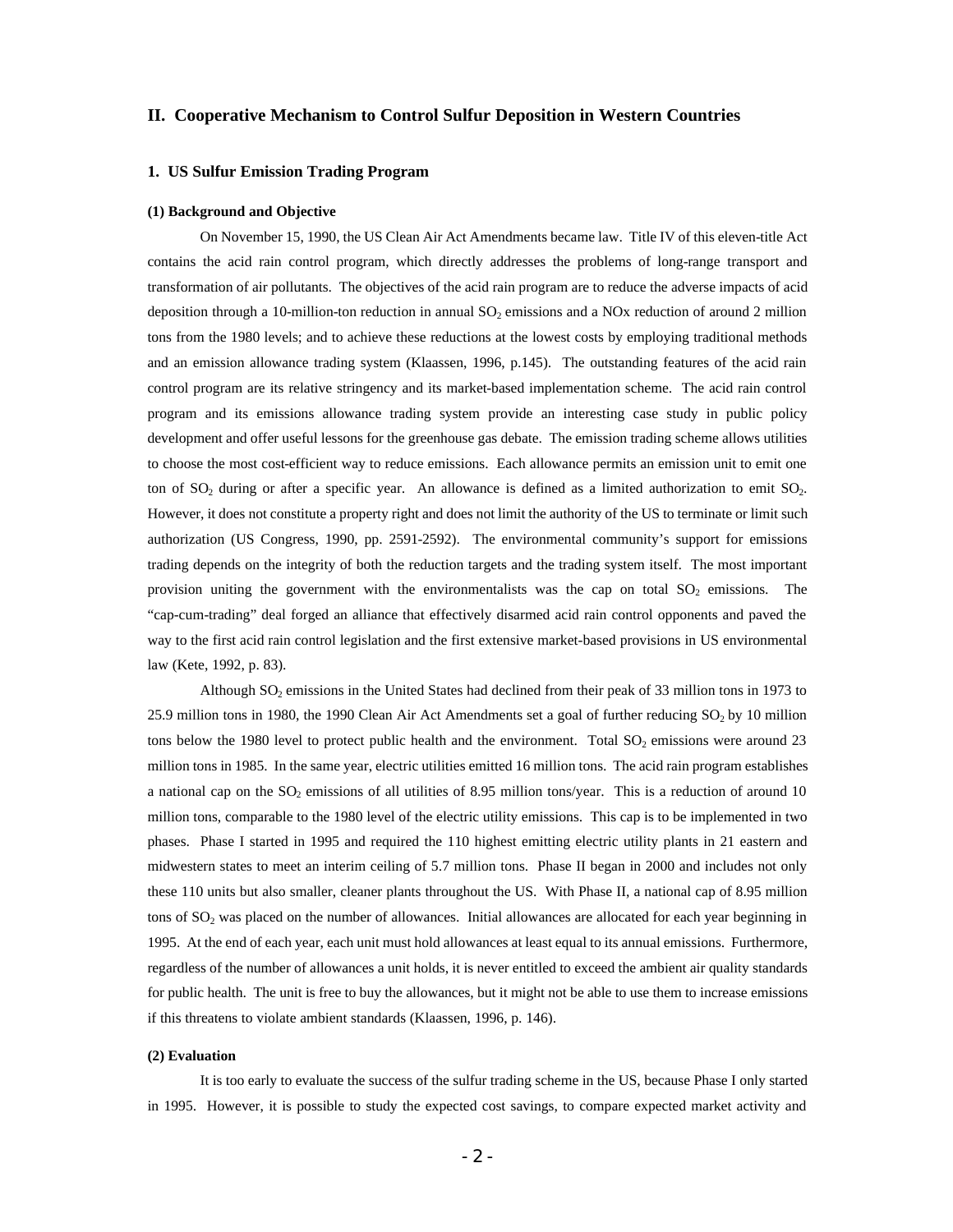## II. Cooperative Mechanism to Control Sulfur Deposition in Western Countries

### 1. US Sulfur Emission Trading Program

#### (1) Background and Objective

On November 15, 1990, the US Clean Air Act Amendments became law. Title IV of this eleven-title Act contains the acid rain control program, which directly addresses the problems of long-range transport and transformation of air pollutants. The objectives of the acid rain program are to reduce the adverse impacts of acid deposition through a 10-million-ton reduction in annual $SO_2$ emissions and a NOx reduction of around 2 million tons from the 1980 levels; and to achieve these reductions at the lowest costs by employing traditional methods and an emission allowance trading system (Klaassen, 1996, p.145). The outstanding features of the acid rain control program are its relative stringency and its market-based implementation scheme. The acid rain control program and its emissions allowance trading system provide an interesting case study in public policy development and offer useful lessons for the greenhouse gas debate. The emission trading scheme allows utilities to choose the most cost-efficient way to reduce emissions. Each allowance permits an emission unit to emit one ton of $SO_2$ during or after a specific year. An allowance is defined as a limited authorization to emit $SO_2$. However, it does not constitute a property right and does not limit the authority of the US to terminate or limit such authorization (US Congress, 1990, pp. 2591-2592). The environmental community's support for emissions trading depends on the integrity of both the reduction targets and the trading system itself. The most important provision uniting the government with the environmentalists was the cap on total $SO_2$ emissions. The "cap-cum-trading" deal forged an alliance that effectively disarmed acid rain control opponents and paved the way to the first acid rain control legislation and the first extensive market-based provisions in US environmental law (Kete, 1992, p. 83).

Although $SO_2$ emissions in the United States had declined from their peak of 33 million tons in 1973 to 25.9 million tons in 1980, the 1990 Clean Air Act Amendments set a goal of further reducing $SO_2$ by 10 million tons below the 1980 level to protect public health and the environment. Total $SO_2$ emissions were around 23 million tons in 1985. In the same year, electric utilities emitted 16 million tons. The acid rain program establishes a national cap on the $SO_2$ emissions of all utilities of 8.95 million tons/year. This is a reduction of around 10 million tons, comparable to the 1980 level of the electric utility emissions. This cap is to be implemented in two phases. Phase I started in 1995 and required the 110 highest emitting electric utility plants in 21 eastern and midwestern states to meet an interim ceiling of 5.7 million tons. Phase II began in 2000 and includes not only these 110 units but also smaller, cleaner plants throughout the US. With Phase II, a national cap of 8.95 million tons of $SO_2$ was placed on the number of allowances. Initial allowances are allocated for each year beginning in 1995. At the end of each year, each unit must hold allowances at least equal to its annual emissions. Furthermore, regardless of the number of allowances a unit holds, it is never entitled to exceed the ambient air quality standards for public health. The unit is free to buy the allowances, but it might not be able to use them to increase emissions if this threatens to violate ambient standards (Klaassen, 1996, p. 146).

#### (2) Evaluation

It is too early to evaluate the success of the sulfur trading scheme in the US, because Phase I only started in 1995. However, it is possible to study the expected cost savings, to compare expected market activity and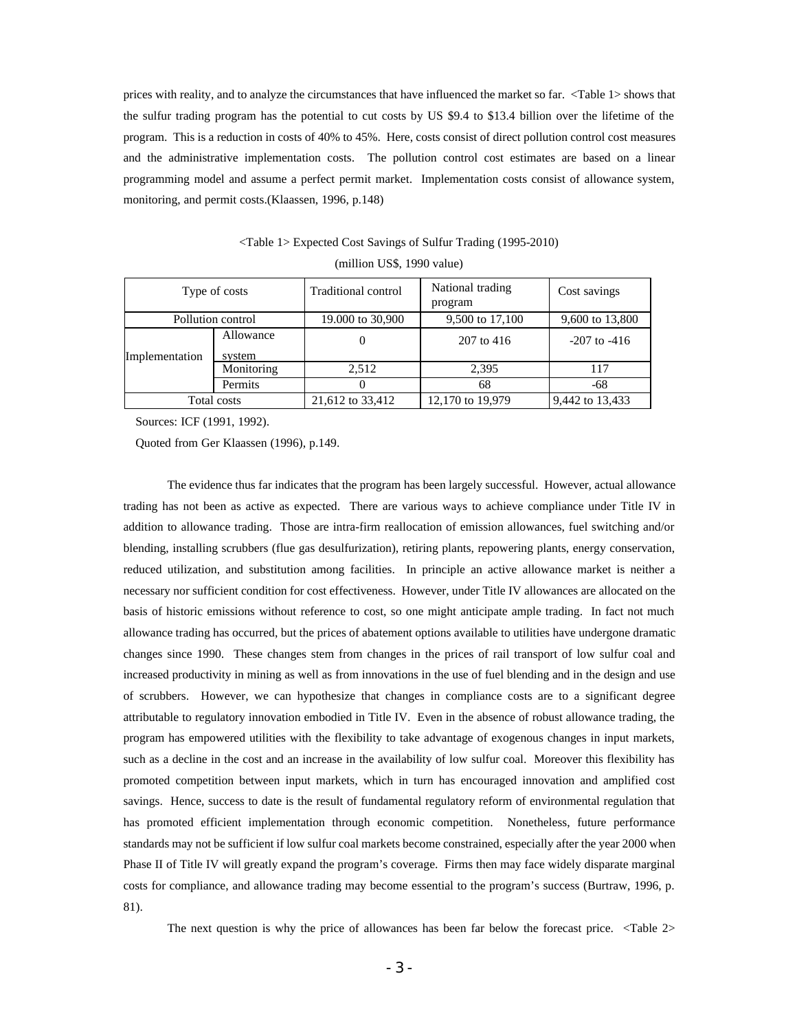prices with reality, and to analyze the circumstances that have influenced the market so far. <Table 1> shows that the sulfur trading program has the potential to cut costs by US $9.4 to $13.4 billion over the lifetime of the program. This is a reduction in costs of 40% to 45%. Here, costs consist of direct pollution control cost measures and the administrative implementation costs. The pollution control cost estimates are based on a linear programming model and assume a perfect permit market. Implementation costs consist of allowance system, monitoring, and permit costs.(Klaassen, 1996, p.148)

<Table 1> Expected Cost Savings of Sulfur Trading (1995-2010)

(million US$, 1990 value)

| Type of costs | | Traditional control | National trading program | Cost savings |
|---|---|---|---|---|
| Pollution control | | 19.000 to 30,900 | 9,500 to 17,100 | 9,600 to 13,800 |
| Implementation | Allowance system | 0 | 207 to 416 | -207 to -416 |
| | Monitoring | 2,512 | 2,395 | 117 |
| | Permits | 0 | 68 | -68 |
| Total costs | | 21,612 to 33,412 | 12,170 to 19,979 | 9,442 to 13,433 |

Sources: ICF (1991, 1992).

Quoted from Ger Klaassen (1996), p.149.

The evidence thus far indicates that the program has been largely successful. However, actual allowance trading has not been as active as expected. There are various ways to achieve compliance under Title IV in addition to allowance trading. Those are intra-firm reallocation of emission allowances, fuel switching and/or blending, installing scrubbers (flue gas desulfurization), retiring plants, repowering plants, energy conservation, reduced utilization, and substitution among facilities. In principle an active allowance market is neither a necessary nor sufficient condition for cost effectiveness. However, under Title IV allowances are allocated on the basis of historic emissions without reference to cost, so one might anticipate ample trading. In fact not much allowance trading has occurred, but the prices of abatement options available to utilities have undergone dramatic changes since 1990. These changes stem from changes in the prices of rail transport of low sulfur coal and increased productivity in mining as well as from innovations in the use of fuel blending and in the design and use of scrubbers. However, we can hypothesize that changes in compliance costs are to a significant degree attributable to regulatory innovation embodied in Title IV. Even in the absence of robust allowance trading, the program has empowered utilities with the flexibility to take advantage of exogenous changes in input markets, such as a decline in the cost and an increase in the availability of low sulfur coal. Moreover this flexibility has promoted competition between input markets, which in turn has encouraged innovation and amplified cost savings. Hence, success to date is the result of fundamental regulatory reform of environmental regulation that has promoted efficient implementation through economic competition. Nonetheless, future performance standards may not be sufficient if low sulfur coal markets become constrained, especially after the year 2000 when Phase II of Title IV will greatly expand the program's coverage. Firms then may face widely disparate marginal costs for compliance, and allowance trading may become essential to the program's success (Burtraw, 1996, p. 81).

The next question is why the price of allowances has been far below the forecast price. <Table 2>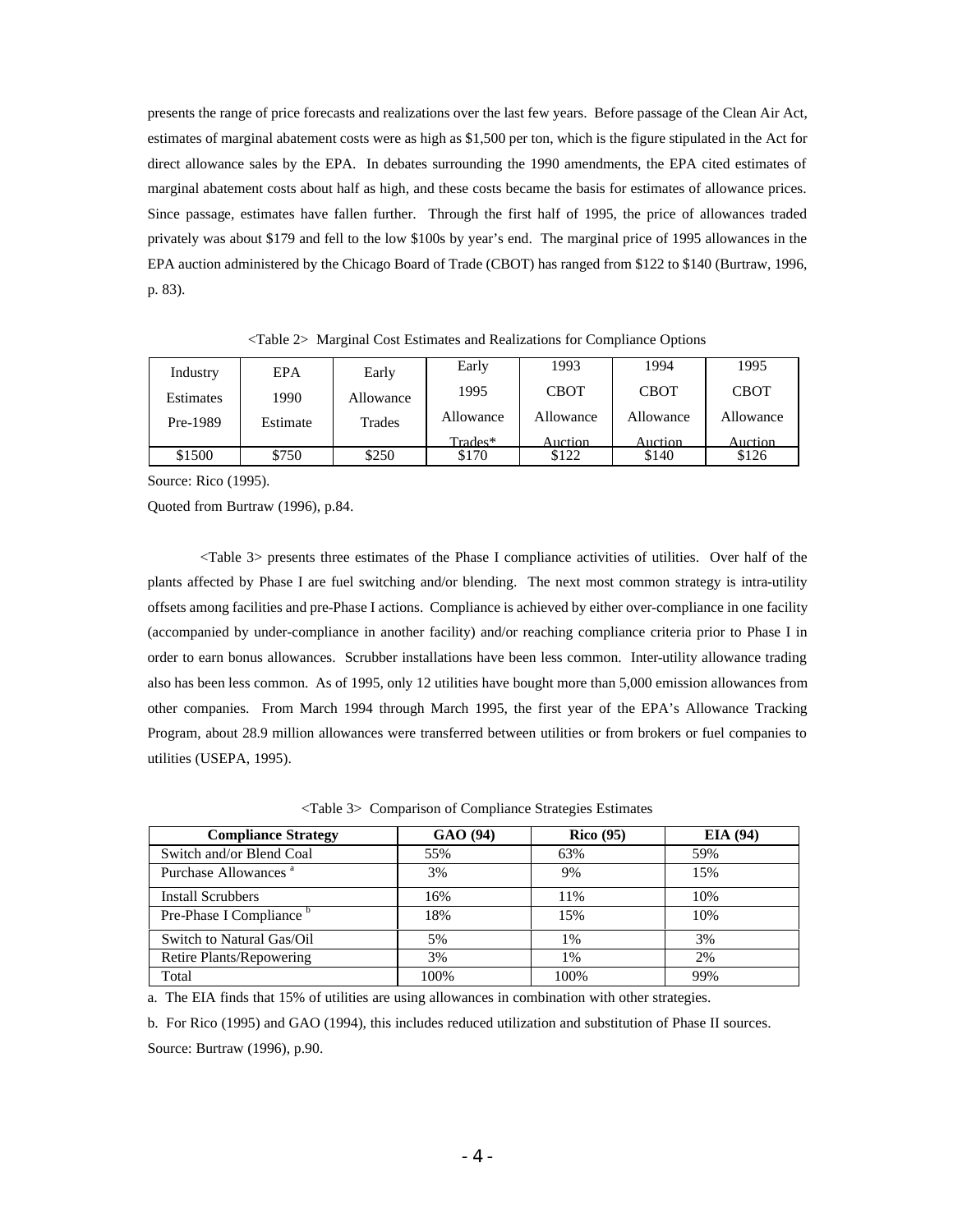presents the range of price forecasts and realizations over the last few years. Before passage of the Clean Air Act, estimates of marginal abatement costs were as high as $1,500 per ton, which is the figure stipulated in the Act for direct allowance sales by the EPA. In debates surrounding the 1990 amendments, the EPA cited estimates of marginal abatement costs about half as high, and these costs became the basis for estimates of allowance prices. Since passage, estimates have fallen further. Through the first half of 1995, the price of allowances traded privately was about $179 and fell to the low $100s by year's end. The marginal price of 1995 allowances in the EPA auction administered by the Chicago Board of Trade (CBOT) has ranged from $122 to $140 (Burtraw, 1996, p. 83).

<Table 2> Marginal Cost Estimates and Realizations for Compliance Options

| Industry Estimates Pre-1989 | EPA 1990 Estimate | Early Allowance Trades | Early 1995 Allowance Trades* | 1993 CBOT Allowance Auction | 1994 CBOT Allowance Auction | 1995 CBOT Allowance Auction |
|---|---|---|---|---|---|---|
| $1500 | $750 | $250 | $170 | $122 | $140 | $126 |

Source: Rico (1995).

Quoted from Burtraw (1996), p.84.

<Table 3> presents three estimates of the Phase I compliance activities of utilities. Over half of the plants affected by Phase I are fuel switching and/or blending. The next most common strategy is intra-utility offsets among facilities and pre-Phase I actions. Compliance is achieved by either over-compliance in one facility (accompanied by under-compliance in another facility) and/or reaching compliance criteria prior to Phase I in order to earn bonus allowances. Scrubber installations have been less common. Inter-utility allowance trading also has been less common. As of 1995, only 12 utilities have bought more than 5,000 emission allowances from other companies. From March 1994 through March 1995, the first year of the EPA's Allowance Tracking Program, about 28.9 million allowances were transferred between utilities or from brokers or fuel companies to utilities (USEPA, 1995).

<Table 3> Comparison of Compliance Strategies Estimates

| Compliance Strategy | GAO (94) | Rico (95) | EIA (94) |
|---|---|---|---|
| Switch and/or Blend Coal | 55% | 63% | 59% |
| Purchase Allowances [a] | 3% | 9% | 15% |
| Install Scrubbers | 16% | 11% | 10% |
| Pre-Phase I Compliance [b] | 18% | 15% | 10% |
| Switch to Natural Gas/Oil | 5% | 1% | 3% |
| Retire Plants/Repowering | 3% | 1% | 2% |
| Total | 100% | 100% | 99% |

a. The EIA finds that 15% of utilities are using allowances in combination with other strategies.

b. For Rico (1995) and GAO (1994), this includes reduced utilization and substitution of Phase II sources.

Source: Burtraw (1996), p.90.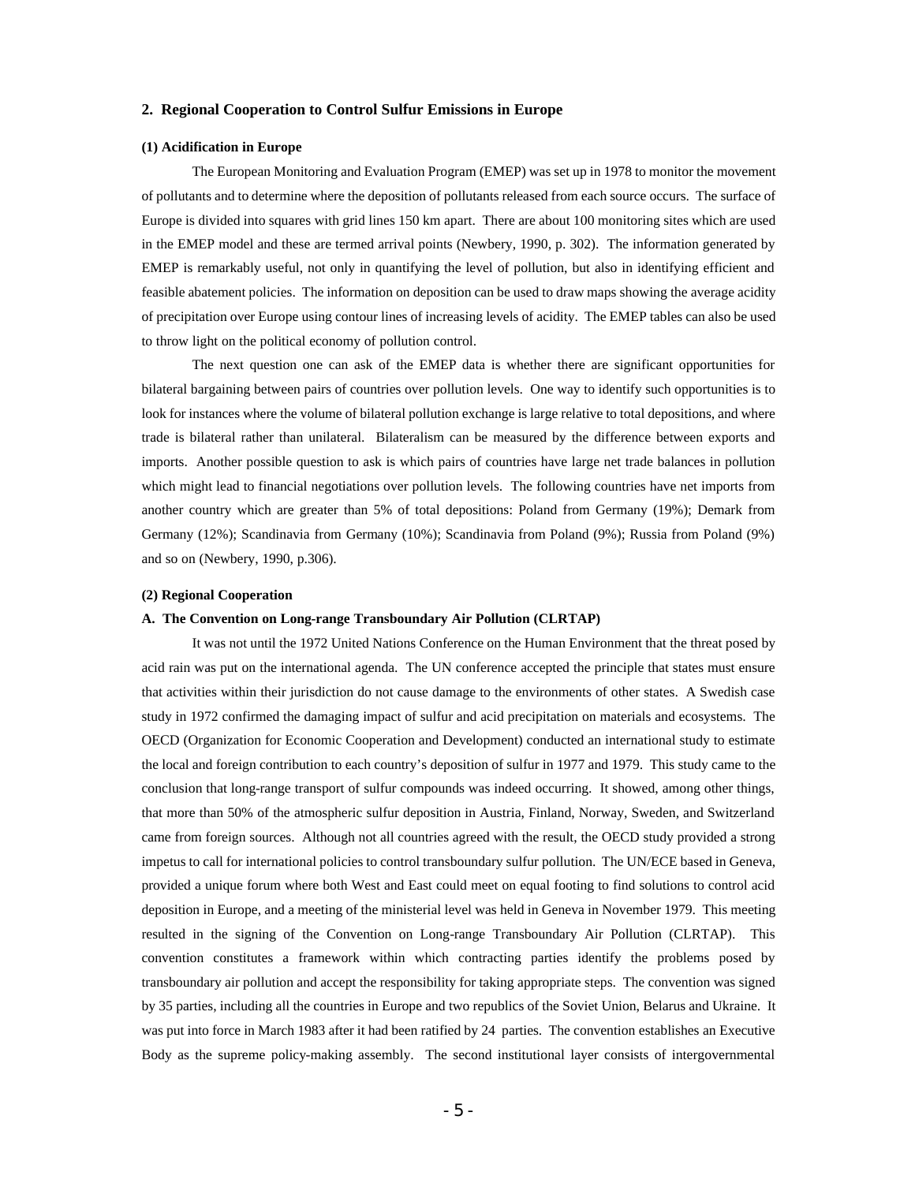## 2. Regional Cooperation to Control Sulfur Emissions in Europe

### (1) Acidification in Europe

The European Monitoring and Evaluation Program (EMEP) was set up in 1978 to monitor the movement of pollutants and to determine where the deposition of pollutants released from each source occurs. The surface of Europe is divided into squares with grid lines 150 km apart. There are about 100 monitoring sites which are used in the EMEP model and these are termed arrival points (Newbery, 1990, p. 302). The information generated by EMEP is remarkably useful, not only in quantifying the level of pollution, but also in identifying efficient and feasible abatement policies. The information on deposition can be used to draw maps showing the average acidity of precipitation over Europe using contour lines of increasing levels of acidity. The EMEP tables can also be used to throw light on the political economy of pollution control.

The next question one can ask of the EMEP data is whether there are significant opportunities for bilateral bargaining between pairs of countries over pollution levels. One way to identify such opportunities is to look for instances where the volume of bilateral pollution exchange is large relative to total depositions, and where trade is bilateral rather than unilateral. Bilateralism can be measured by the difference between exports and imports. Another possible question to ask is which pairs of countries have large net trade balances in pollution which might lead to financial negotiations over pollution levels. The following countries have net imports from another country which are greater than 5% of total depositions: Poland from Germany (19%); Demark from Germany (12%); Scandinavia from Germany (10%); Scandinavia from Poland (9%); Russia from Poland (9%) and so on (Newbery, 1990, p.306).

### (2) Regional Cooperation

#### A. The Convention on Long-range Transboundary Air Pollution (CLRTAP)

It was not until the 1972 United Nations Conference on the Human Environment that the threat posed by acid rain was put on the international agenda. The UN conference accepted the principle that states must ensure that activities within their jurisdiction do not cause damage to the environments of other states. A Swedish case study in 1972 confirmed the damaging impact of sulfur and acid precipitation on materials and ecosystems. The OECD (Organization for Economic Cooperation and Development) conducted an international study to estimate the local and foreign contribution to each country's deposition of sulfur in 1977 and 1979. This study came to the conclusion that long-range transport of sulfur compounds was indeed occurring. It showed, among other things, that more than 50% of the atmospheric sulfur deposition in Austria, Finland, Norway, Sweden, and Switzerland came from foreign sources. Although not all countries agreed with the result, the OECD study provided a strong impetus to call for international policies to control transboundary sulfur pollution. The UN/ECE based in Geneva, provided a unique forum where both West and East could meet on equal footing to find solutions to control acid deposition in Europe, and a meeting of the ministerial level was held in Geneva in November 1979. This meeting resulted in the signing of the Convention on Long-range Transboundary Air Pollution (CLRTAP). This convention constitutes a framework within which contracting parties identify the problems posed by transboundary air pollution and accept the responsibility for taking appropriate steps. The convention was signed by 35 parties, including all the countries in Europe and two republics of the Soviet Union, Belarus and Ukraine. It was put into force in March 1983 after it had been ratified by 24 parties. The convention establishes an Executive Body as the supreme policy-making assembly. The second institutional layer consists of intergovernmental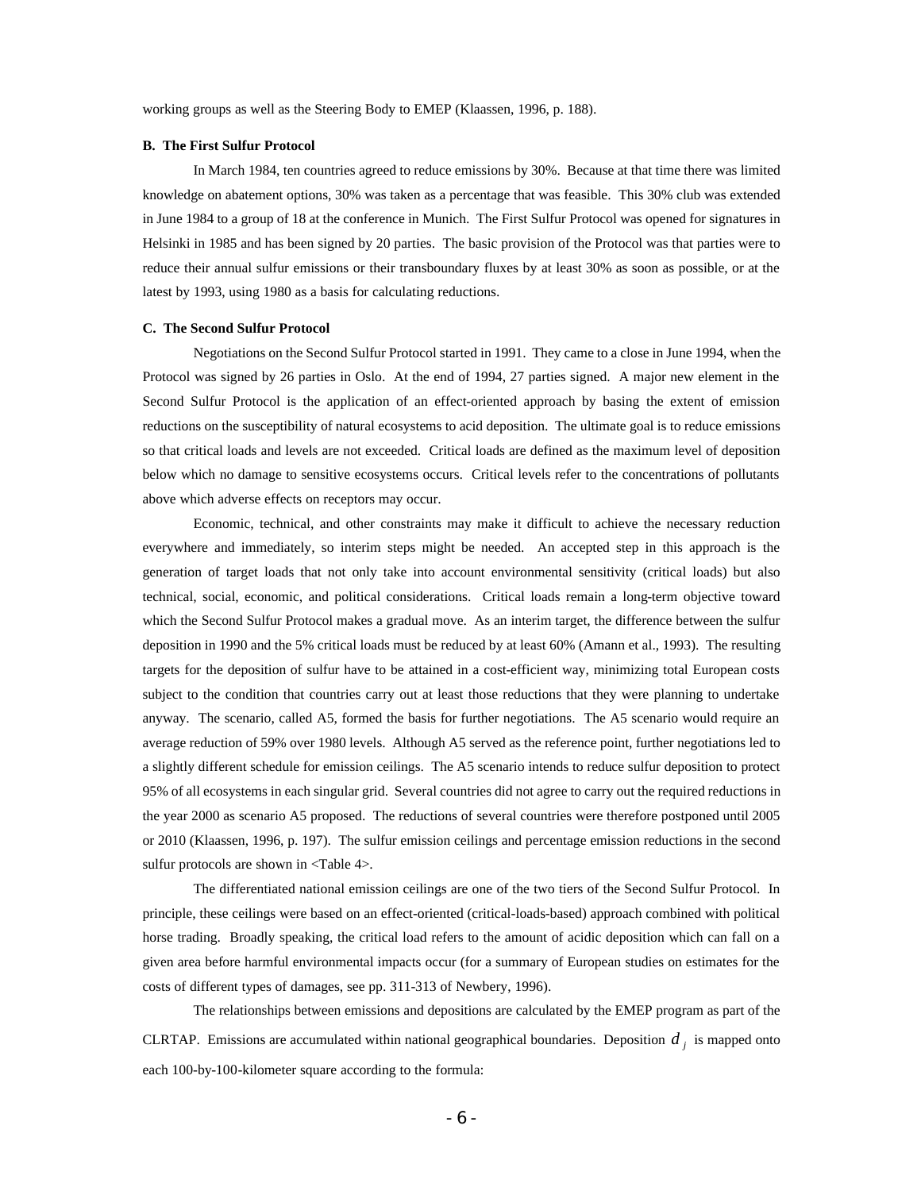working groups as well as the Steering Body to EMEP (Klaassen, 1996, p. 188).

### B. The First Sulfur Protocol

In March 1984, ten countries agreed to reduce emissions by 30%. Because at that time there was limited knowledge on abatement options, 30% was taken as a percentage that was feasible. This 30% club was extended in June 1984 to a group of 18 at the conference in Munich. The First Sulfur Protocol was opened for signatures in Helsinki in 1985 and has been signed by 20 parties. The basic provision of the Protocol was that parties were to reduce their annual sulfur emissions or their transboundary fluxes by at least 30% as soon as possible, or at the latest by 1993, using 1980 as a basis for calculating reductions.

### C. The Second Sulfur Protocol

Negotiations on the Second Sulfur Protocol started in 1991. They came to a close in June 1994, when the Protocol was signed by 26 parties in Oslo. At the end of 1994, 27 parties signed. A major new element in the Second Sulfur Protocol is the application of an effect-oriented approach by basing the extent of emission reductions on the susceptibility of natural ecosystems to acid deposition. The ultimate goal is to reduce emissions so that critical loads and levels are not exceeded. Critical loads are defined as the maximum level of deposition below which no damage to sensitive ecosystems occurs. Critical levels refer to the concentrations of pollutants above which adverse effects on receptors may occur.

Economic, technical, and other constraints may make it difficult to achieve the necessary reduction everywhere and immediately, so interim steps might be needed. An accepted step in this approach is the generation of target loads that not only take into account environmental sensitivity (critical loads) but also technical, social, economic, and political considerations. Critical loads remain a long-term objective toward which the Second Sulfur Protocol makes a gradual move. As an interim target, the difference between the sulfur deposition in 1990 and the 5% critical loads must be reduced by at least 60% (Amann et al., 1993). The resulting targets for the deposition of sulfur have to be attained in a cost-efficient way, minimizing total European costs subject to the condition that countries carry out at least those reductions that they were planning to undertake anyway. The scenario, called A5, formed the basis for further negotiations. The A5 scenario would require an average reduction of 59% over 1980 levels. Although A5 served as the reference point, further negotiations led to a slightly different schedule for emission ceilings. The A5 scenario intends to reduce sulfur deposition to protect 95% of all ecosystems in each singular grid. Several countries did not agree to carry out the required reductions in the year 2000 as scenario A5 proposed. The reductions of several countries were therefore postponed until 2005 or 2010 (Klaassen, 1996, p. 197). The sulfur emission ceilings and percentage emission reductions in the second sulfur protocols are shown in <Table 4>.

The differentiated national emission ceilings are one of the two tiers of the Second Sulfur Protocol. In principle, these ceilings were based on an effect-oriented (critical-loads-based) approach combined with political horse trading. Broadly speaking, the critical load refers to the amount of acidic deposition which can fall on a given area before harmful environmental impacts occur (for a summary of European studies on estimates for the costs of different types of damages, see pp. 311-313 of Newbery, 1996).

The relationships between emissions and depositions are calculated by the EMEP program as part of the CLRTAP. Emissions are accumulated within national geographical boundaries. Deposition $d_j$ is mapped onto each 100-by-100-kilometer square according to the formula: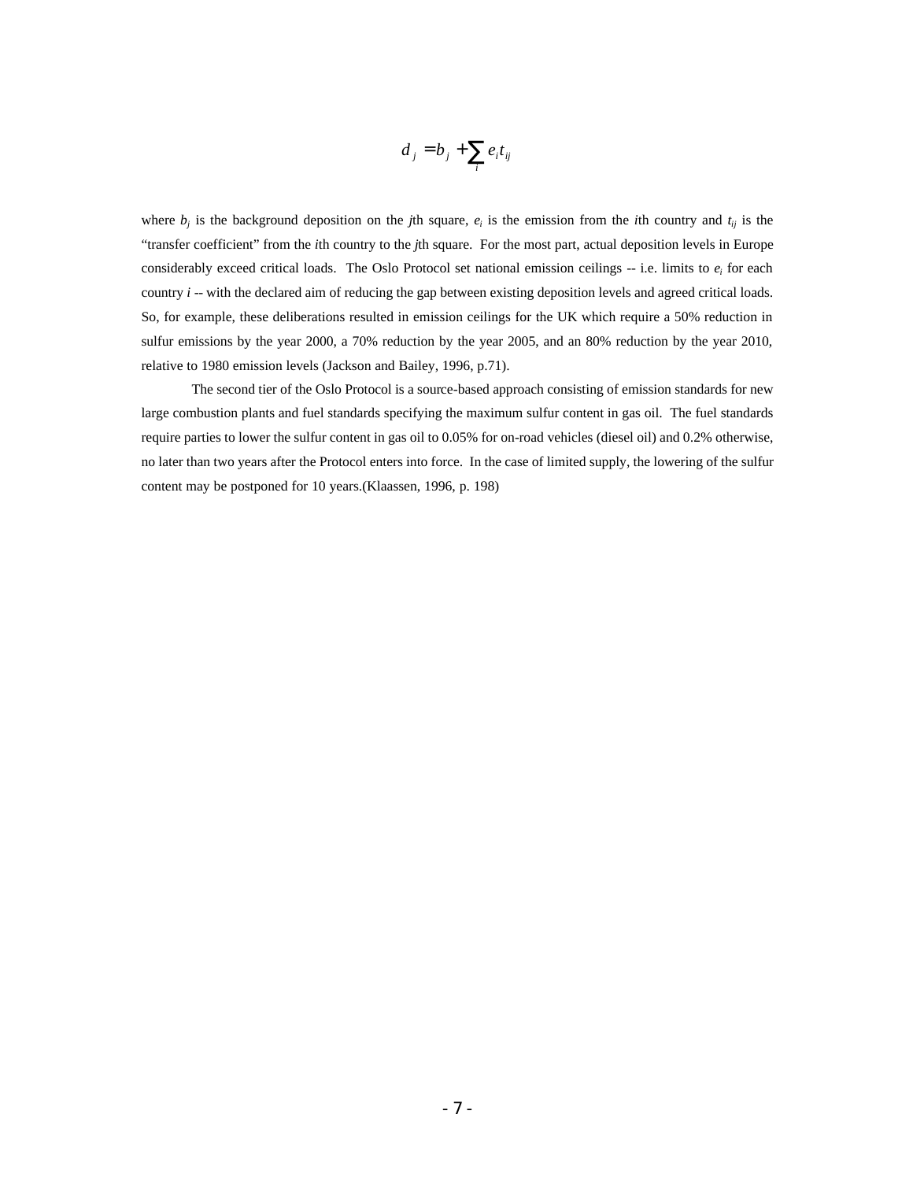$$d_j = b_j + \sum_i e_i t_{ij}$$

where $b_j$ is the background deposition on the $j$th square, $e_i$ is the emission from the $i$th country and $t_{ij}$ is the "transfer coefficient" from the $i$th country to the $j$th square. For the most part, actual deposition levels in Europe considerably exceed critical loads. The Oslo Protocol set national emission ceilings -- i.e. limits to $e_i$ for each country $i$ -- with the declared aim of reducing the gap between existing deposition levels and agreed critical loads. So, for example, these deliberations resulted in emission ceilings for the UK which require a 50% reduction in sulfur emissions by the year 2000, a 70% reduction by the year 2005, and an 80% reduction by the year 2010, relative to 1980 emission levels (Jackson and Bailey, 1996, p.71).

The second tier of the Oslo Protocol is a source-based approach consisting of emission standards for new large combustion plants and fuel standards specifying the maximum sulfur content in gas oil. The fuel standards require parties to lower the sulfur content in gas oil to 0.05% for on-road vehicles (diesel oil) and 0.2% otherwise, no later than two years after the Protocol enters into force. In the case of limited supply, the lowering of the sulfur content may be postponed for 10 years.(Klaassen, 1996, p. 198)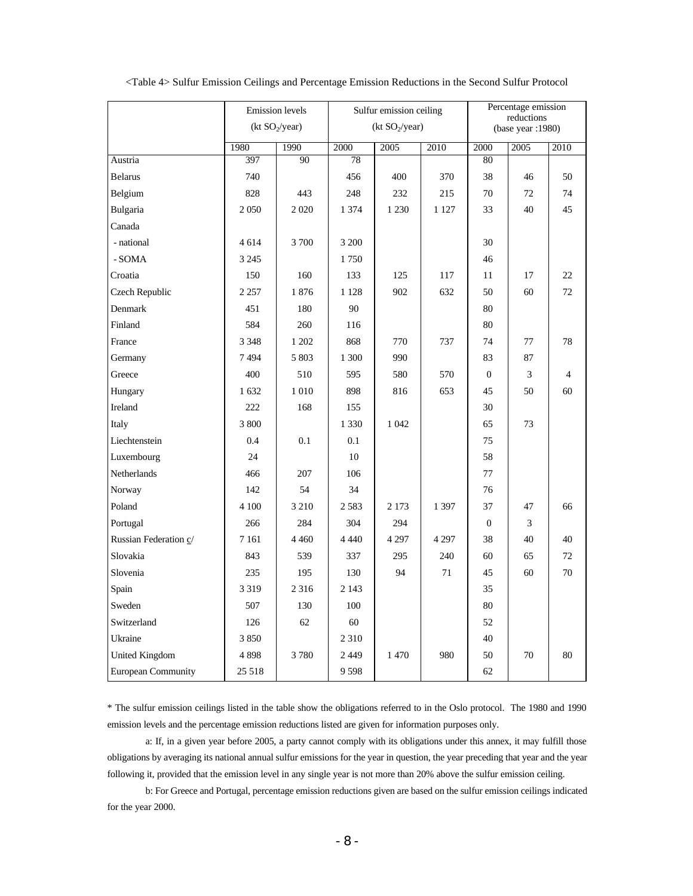<Table 4> Sulfur Emission Ceilings and Percentage Emission Reductions in the Second Sulfur Protocol

| | Emission levels ($kt\ SO_2$/year) | | Sulfur emission ceiling ($kt\ SO_2$/year) | | | Percentage emission reductions (base year :1980) | | |
|---|---|---|---|---|---|---|---|---|
| | 1980 | 1990 | 2000 | 2005 | 2010 | 2000 | 2005 | 2010 |
| Austria | 397 | 90 | 78 | | | 80 | | |
| Belarus | 740 | | 456 | 400 | 370 | 38 | 46 | 50 |
| Belgium | 828 | 443 | 248 | 232 | 215 | 70 | 72 | 74 |
| Bulgaria | 2 050 | 2 020 | 1 374 | 1 230 | 1 127 | 33 | 40 | 45 |
| Canada | | | | | | | | |
| - national | 4 614 | 3 700 | 3 200 | | | 30 | | |
| - SOMA | 3 245 | | 1 750 | | | 46 | | |
| Croatia | 150 | 160 | 133 | 125 | 117 | 11 | 17 | 22 |
| Czech Republic | 2 257 | 1 876 | 1 128 | 902 | 632 | 50 | 60 | 72 |
| Denmark | 451 | 180 | 90 | | | 80 | | |
| Finland | 584 | 260 | 116 | | | 80 | | |
| France | 3 348 | 1 202 | 868 | 770 | 737 | 74 | 77 | 78 |
| Germany | 7 494 | 5 803 | 1 300 | 990 | | 83 | 87 | |
| Greece | 400 | 510 | 595 | 580 | 570 | 0 | 3 | 4 |
| Hungary | 1 632 | 1 010 | 898 | 816 | 653 | 45 | 50 | 60 |
| Ireland | 222 | 168 | 155 | | | 30 | | |
| Italy | 3 800 | | 1 330 | 1 042 | | 65 | 73 | |
| Liechtenstein | 0.4 | 0.1 | 0.1 | | | 75 | | |
| Luxembourg | 24 | | 10 | | | 58 | | |
| Netherlands | 466 | 207 | 106 | | | 77 | | |
| Norway | 142 | 54 | 34 | | | 76 | | |
| Poland | 4 100 | 3 210 | 2 583 | 2 173 | 1 397 | 37 | 47 | 66 |
| Portugal | 266 | 284 | 304 | 294 | | 0 | 3 | |
| Russian Federation c/ | 7 161 | 4 460 | 4 440 | 4 297 | 4 297 | 38 | 40 | 40 |
| Slovakia | 843 | 539 | 337 | 295 | 240 | 60 | 65 | 72 |
| Slovenia | 235 | 195 | 130 | 94 | 71 | 45 | 60 | 70 |
| Spain | 3 319 | 2 316 | 2 143 | | | 35 | | |
| Sweden | 507 | 130 | 100 | | | 80 | | |
| Switzerland | 126 | 62 | 60 | | | 52 | | |
| Ukraine | 3 850 | | 2 310 | | | 40 | | |
| United Kingdom | 4 898 | 3 780 | 2 449 | 1 470 | 980 | 50 | 70 | 80 |
| European Community | 25 518 | | 9 598 | | | 62 | | |

* The sulfur emission ceilings listed in the table show the obligations referred to in the Oslo protocol. The 1980 and 1990 emission levels and the percentage emission reductions listed are given for information purposes only.

a: If, in a given year before 2005, a party cannot comply with its obligations under this annex, it may fulfill those obligations by averaging its national annual sulfur emissions for the year in question, the year preceding that year and the year following it, provided that the emission level in any single year is not more than 20% above the sulfur emission ceiling.

b: For Greece and Portugal, percentage emission reductions given are based on the sulfur emission ceilings indicated for the year 2000.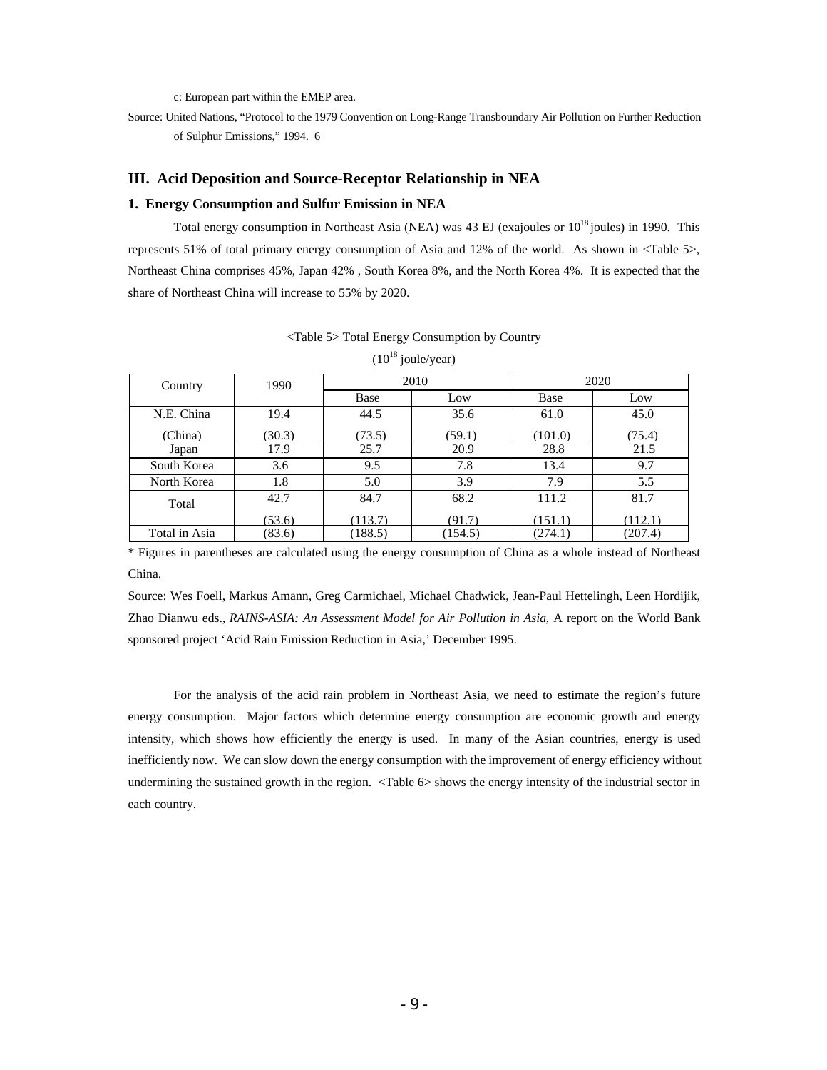c: European part within the EMEP area.

Source: United Nations, "Protocol to the 1979 Convention on Long-Range Transboundary Air Pollution on Further Reduction of Sulphur Emissions," 1994. 6

## III. Acid Deposition and Source-Receptor Relationship in NEA

### 1. Energy Consumption and Sulfur Emission in NEA

Total energy consumption in Northeast Asia (NEA) was 43 EJ (exajoules or $10^{18}$ joules) in 1990. This represents 51% of total primary energy consumption of Asia and 12% of the world. As shown in <Table 5>, Northeast China comprises 45%, Japan 42% , South Korea 8%, and the North Korea 4%. It is expected that the share of Northeast China will increase to 55% by 2020.

<Table 5> Total Energy Consumption by Country

($10^{18}$ joule/year)

| Country | 1990 | 2010 | | 2020 | |
|---|---|---|---|---|---|
| | | Base | Low | Base | Low |
| N.E. China<br>(China) | 19.4<br>(30.3) | 44.5<br>(73.5) | 35.6<br>(59.1) | 61.0<br>(101.0) | 45.0<br>(75.4) |
| Japan | 17.9 | 25.7 | 20.9 | 28.8 | 21.5 |
| South Korea | 3.6 | 9.5 | 7.8 | 13.4 | 9.7 |
| North Korea | 1.8 | 5.0 | 3.9 | 7.9 | 5.5 |
| Total | 42.7<br>(53.6) | 84.7<br>(113.7) | 68.2<br>(91.7) | 111.2<br>(151.1) | 81.7<br>(112.1) |
| Total in Asia | (83.6) | (188.5) | (154.5) | (274.1) | (207.4) |

* Figures in parentheses are calculated using the energy consumption of China as a whole instead of Northeast China.

Source: Wes Foell, Markus Amann, Greg Carmichael, Michael Chadwick, Jean-Paul Hettelingh, Leen Hordijik, Zhao Dianwu eds., *RAINS-ASIA: An Assessment Model for Air Pollution in Asia*, A report on the World Bank sponsored project 'Acid Rain Emission Reduction in Asia,' December 1995.

For the analysis of the acid rain problem in Northeast Asia, we need to estimate the region's future energy consumption. Major factors which determine energy consumption are economic growth and energy intensity, which shows how efficiently the energy is used. In many of the Asian countries, energy is used inefficiently now. We can slow down the energy consumption with the improvement of energy efficiency without undermining the sustained growth in the region. <Table 6> shows the energy intensity of the industrial sector in each country.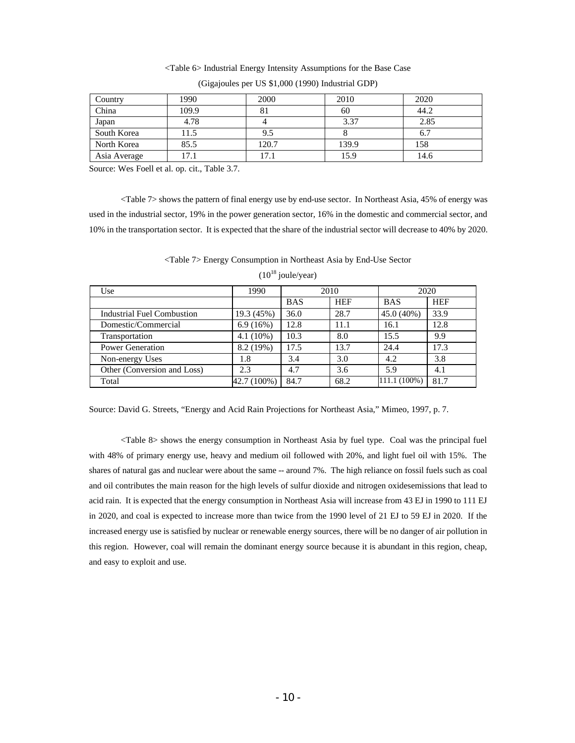<Table 6> Industrial Energy Intensity Assumptions for the Base Case

(Gigajoules per US $1,000 (1990) Industrial GDP)

| Country | 1990 | 2000 | 2010 | 2020 |
|---|---|---|---|---|
| China | 109.9 | 81 | 60 | 44.2 |
| Japan | 4.78 | 4 | 3.37 | 2.85 |
| South Korea | 11.5 | 9.5 | 8 | 6.7 |
| North Korea | 85.5 | 120.7 | 139.9 | 158 |
| Asia Average | 17.1 | 17.1 | 15.9 | 14.6 |

Source: Wes Foell et al. op. cit., Table 3.7.

<Table 7> shows the pattern of final energy use by end-use sector. In Northeast Asia, 45% of energy was used in the industrial sector, 19% in the power generation sector, 16% in the domestic and commercial sector, and 10% in the transportation sector. It is expected that the share of the industrial sector will decrease to 40% by 2020.

<Table 7> Energy Consumption in Northeast Asia by End-Use Sector

($10^{18}$ joule/year)

| Use | 1990 | 2010 | | 2020 | |
|---|---|---|---|---|---|
| | | BAS | HEF | BAS | HEF |
| Industrial Fuel Combustion | 19.3 (45%) | 36.0 | 28.7 | 45.0 (40%) | 33.9 |
| Domestic/Commercial | 6.9 (16%) | 12.8 | 11.1 | 16.1 | 12.8 |
| Transportation | 4.1 (10%) | 10.3 | 8.0 | 15.5 | 9.9 |
| Power Generation | 8.2 (19%) | 17.5 | 13.7 | 24.4 | 17.3 |
| Non-energy Uses | 1.8 | 3.4 | 3.0 | 4.2 | 3.8 |
| Other (Conversion and Loss) | 2.3 | 4.7 | 3.6 | 5.9 | 4.1 |
| Total | 42.7 (100%) | 84.7 | 68.2 | 111.1 (100%) | 81.7 |

Source: David G. Streets, "Energy and Acid Rain Projections for Northeast Asia," Mimeo, 1997, p. 7.

<Table 8> shows the energy consumption in Northeast Asia by fuel type. Coal was the principal fuel with 48% of primary energy use, heavy and medium oil followed with 20%, and light fuel oil with 15%. The shares of natural gas and nuclear were about the same -- around 7%. The high reliance on fossil fuels such as coal and oil contributes the main reason for the high levels of sulfur dioxide and nitrogen oxidesemissions that lead to acid rain. It is expected that the energy consumption in Northeast Asia will increase from 43 EJ in 1990 to 111 EJ in 2020, and coal is expected to increase more than twice from the 1990 level of 21 EJ to 59 EJ in 2020. If the increased energy use is satisfied by nuclear or renewable energy sources, there will be no danger of air pollution in this region. However, coal will remain the dominant energy source because it is abundant in this region, cheap, and easy to exploit and use.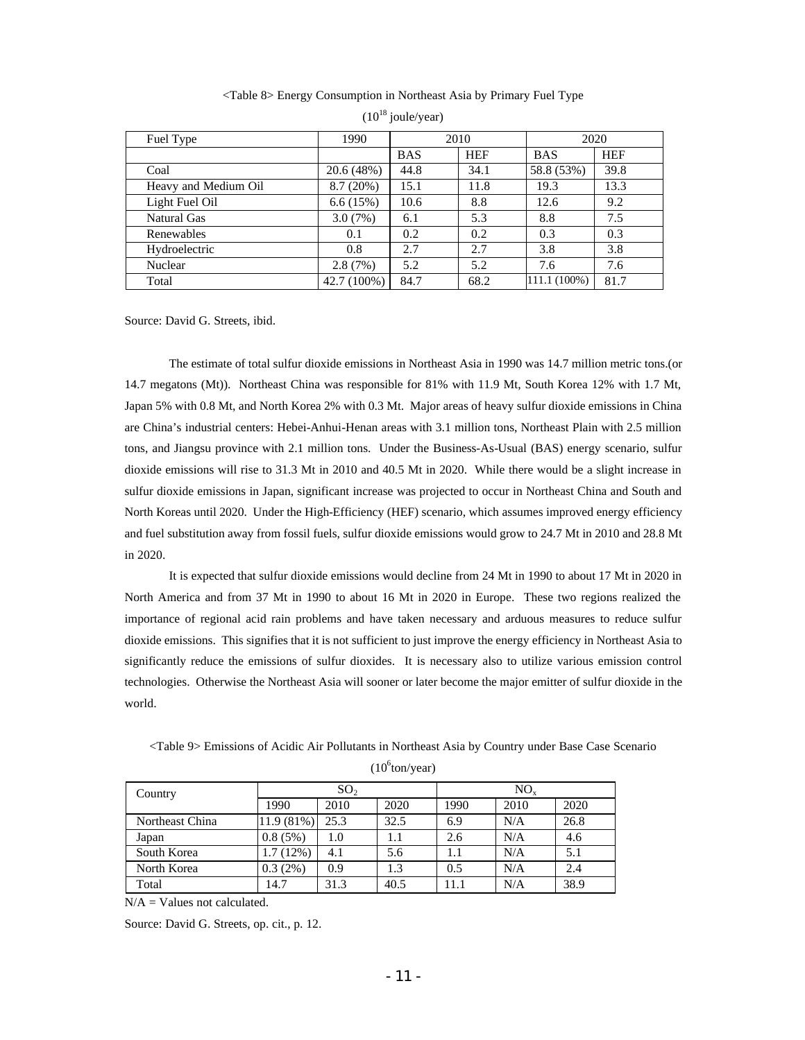<Table 8> Energy Consumption in Northeast Asia by Primary Fuel Type

($10^{18}$ joule/year)

| Fuel Type | 1990 | 2010 | | 2020 | |
|---|---|---|---|---|---|
| | | BAS | HEF | BAS | HEF |
| Coal | 20.6 (48%) | 44.8 | 34.1 | 58.8 (53%) | 39.8 |
| Heavy and Medium Oil | 8.7 (20%) | 15.1 | 11.8 | 19.3 | 13.3 |
| Light Fuel Oil | 6.6 (15%) | 10.6 | 8.8 | 12.6 | 9.2 |
| Natural Gas | 3.0 (7%) | 6.1 | 5.3 | 8.8 | 7.5 |
| Renewables | 0.1 | 0.2 | 0.2 | 0.3 | 0.3 |
| Hydroelectric | 0.8 | 2.7 | 2.7 | 3.8 | 3.8 |
| Nuclear | 2.8 (7%) | 5.2 | 5.2 | 7.6 | 7.6 |
| Total | 42.7 (100%) | 84.7 | 68.2 | 111.1 (100%) | 81.7 |

Source: David G. Streets, ibid.

The estimate of total sulfur dioxide emissions in Northeast Asia in 1990 was 14.7 million metric tons.(or 14.7 megatons (Mt)). Northeast China was responsible for 81% with 11.9 Mt, South Korea 12% with 1.7 Mt, Japan 5% with 0.8 Mt, and North Korea 2% with 0.3 Mt. Major areas of heavy sulfur dioxide emissions in China are China's industrial centers: Hebei-Anhui-Henan areas with 3.1 million tons, Northeast Plain with 2.5 million tons, and Jiangsu province with 2.1 million tons. Under the Business-As-Usual (BAS) energy scenario, sulfur dioxide emissions will rise to 31.3 Mt in 2010 and 40.5 Mt in 2020. While there would be a slight increase in sulfur dioxide emissions in Japan, significant increase was projected to occur in Northeast China and South and North Koreas until 2020. Under the High-Efficiency (HEF) scenario, which assumes improved energy efficiency and fuel substitution away from fossil fuels, sulfur dioxide emissions would grow to 24.7 Mt in 2010 and 28.8 Mt in 2020.

It is expected that sulfur dioxide emissions would decline from 24 Mt in 1990 to about 17 Mt in 2020 in North America and from 37 Mt in 1990 to about 16 Mt in 2020 in Europe. These two regions realized the importance of regional acid rain problems and have taken necessary and arduous measures to reduce sulfur dioxide emissions. This signifies that it is not sufficient to just improve the energy efficiency in Northeast Asia to significantly reduce the emissions of sulfur dioxides. It is necessary also to utilize various emission control technologies. Otherwise the Northeast Asia will sooner or later become the major emitter of sulfur dioxide in the world.

<Table 9> Emissions of Acidic Air Pollutants in Northeast Asia by Country under Base Case Scenario

($10^6$ton/year)

| Country | $SO_2$ | | | $NO_x$ | | |
|---|---|---|---|---|---|---|
| | 1990 | 2010 | 2020 | 1990 | 2010 | 2020 |
| Northeast China | 11.9 (81%) | 25.3 | 32.5 | 6.9 | N/A | 26.8 |
| Japan | 0.8 (5%) | 1.0 | 1.1 | 2.6 | N/A | 4.6 |
| South Korea | 1.7 (12%) | 4.1 | 5.6 | 1.1 | N/A | 5.1 |
| North Korea | 0.3 (2%) | 0.9 | 1.3 | 0.5 | N/A | 2.4 |
| Total | 14.7 | 31.3 | 40.5 | 11.1 | N/A | 38.9 |

N/A = Values not calculated.

Source: David G. Streets, op. cit., p. 12.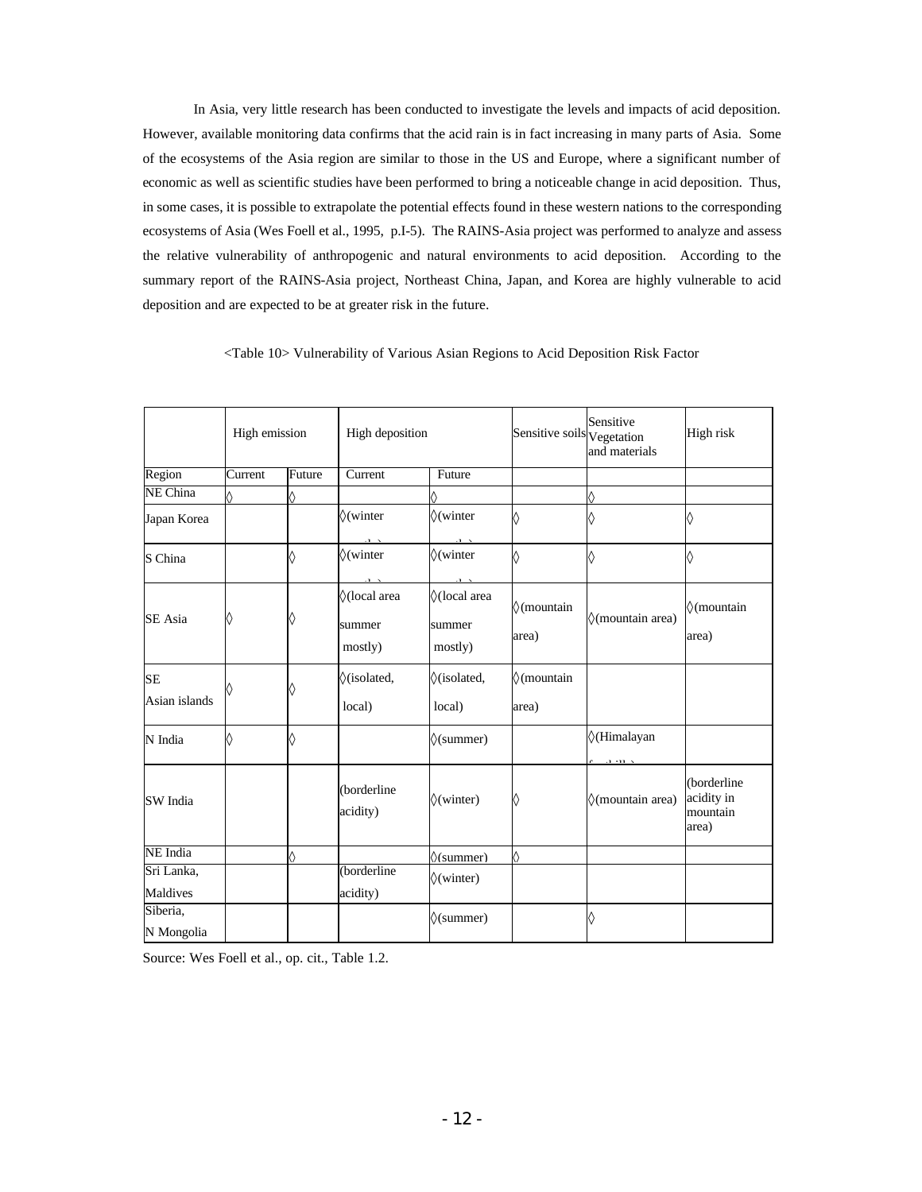In Asia, very little research has been conducted to investigate the levels and impacts of acid deposition. However, available monitoring data confirms that the acid rain is in fact increasing in many parts of Asia. Some of the ecosystems of the Asia region are similar to those in the US and Europe, where a significant number of economic as well as scientific studies have been performed to bring a noticeable change in acid deposition. Thus, in some cases, it is possible to extrapolate the potential effects found in these western nations to the corresponding ecosystems of Asia (Wes Foell et al., 1995, p.I-5). The RAINS-Asia project was performed to analyze and assess the relative vulnerability of anthropogenic and natural environments to acid deposition. According to the summary report of the RAINS-Asia project, Northeast China, Japan, and Korea are highly vulnerable to acid deposition and are expected to be at greater risk in the future.

<Table 10> Vulnerability of Various Asian Regions to Acid Deposition Risk Factor

| | High emission | | High deposition | | Sensitive soils | Sensitive Vegetation and materials | High risk |
|---|---|---|---|---|---|---|---|
| Region | Current | Future | Current | Future | | | |
| NE China | ◊ | ◊ | | ◊ | | ◊ | |
| Japan Korea | | | ◊(winter | ◊(winter | ◊ | ◊ | ◊ |
| S China | | ◊ | ◊(winter | ◊(winter | ◊ | ◊ | ◊ |
| SE Asia | ◊ | ◊ | ◊(local area summer mostly) | ◊(local area summer mostly) | ◊(mountain area) | ◊(mountain area) | ◊(mountain area) |
| SE Asian islands | ◊ | ◊ | ◊(isolated, local) | ◊(isolated, local) | ◊(mountain area) | | |
| N India | ◊ | ◊ | | ◊(summer) | | ◊(Himalayan | |
| SW India | | | (borderline acidity) | ◊(winter) | ◊ | ◊(mountain area) | (borderline acidity in mountain area) |
| NE India | | ◊ | | ◊(summer) | ◊ | | |
| Sri Lanka, Maldives | | | (borderline acidity) | ◊(winter) | | | |
| Siberia, N Mongolia | | | | ◊(summer) | | ◊ | |

Source: Wes Foell et al., op. cit., Table 1.2.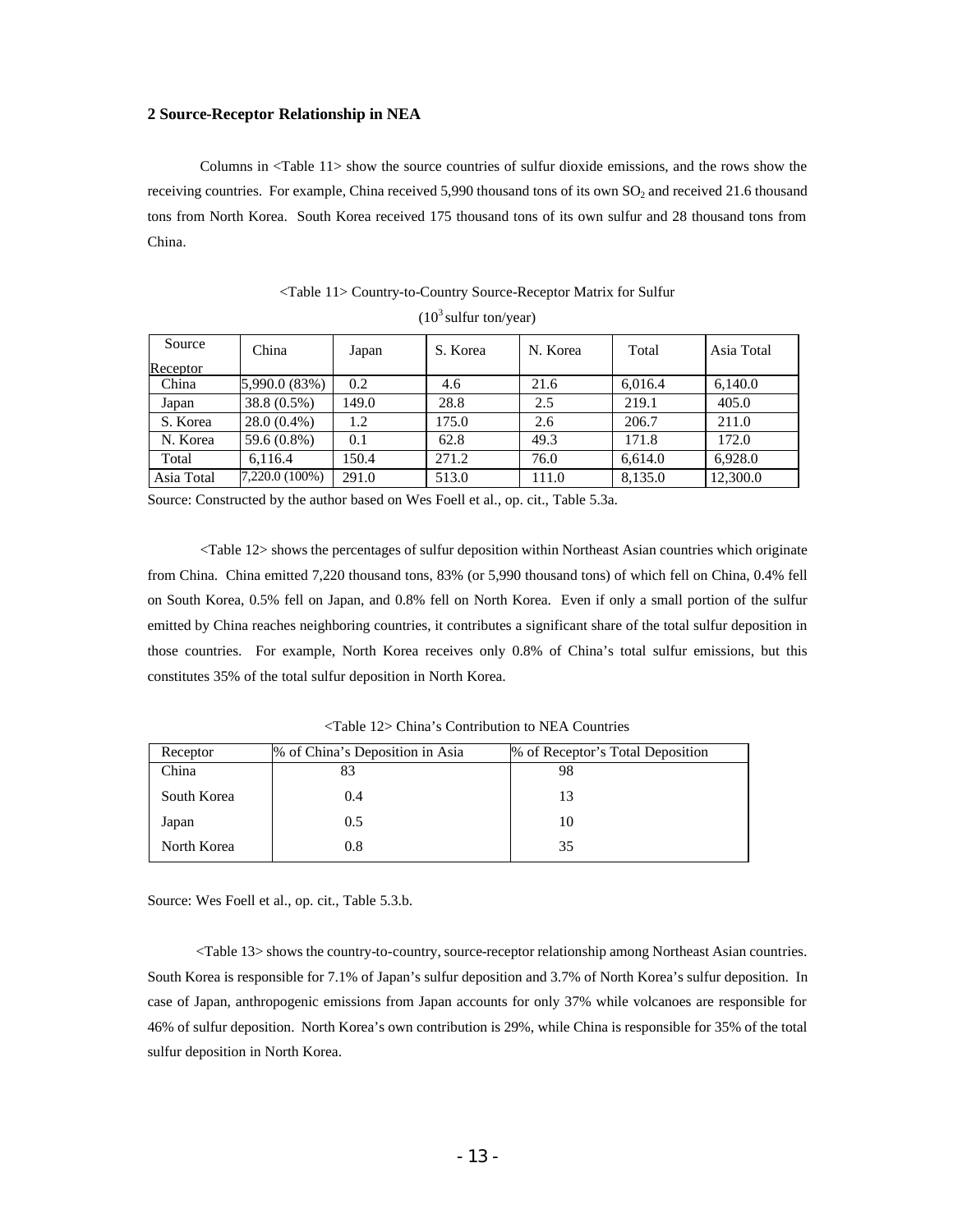## 2 Source-Receptor Relationship in NEA

Columns in <Table 11> show the source countries of sulfur dioxide emissions, and the rows show the receiving countries. For example, China received 5,990 thousand tons of its own $SO_2$ and received 21.6 thousand tons from North Korea. South Korea received 175 thousand tons of its own sulfur and 28 thousand tons from China.

<Table 11> Country-to-Country Source-Receptor Matrix for Sulfur

($10^3$ sulfur ton/year)

| Source / Receptor | China | Japan | S. Korea | N. Korea | Total | Asia Total |
|---|---|---|---|---|---|---|
| China | 5,990.0 (83%) | 0.2 | 4.6 | 21.6 | 6,016.4 | 6,140.0 |
| Japan | 38.8 (0.5%) | 149.0 | 28.8 | 2.5 | 219.1 | 405.0 |
| S. Korea | 28.0 (0.4%) | 1.2 | 175.0 | 2.6 | 206.7 | 211.0 |
| N. Korea | 59.6 (0.8%) | 0.1 | 62.8 | 49.3 | 171.8 | 172.0 |
| Total | 6,116.4 | 150.4 | 271.2 | 76.0 | 6,614.0 | 6,928.0 |
| Asia Total | 7,220.0 (100%) | 291.0 | 513.0 | 111.0 | 8,135.0 | 12,300.0 |

Source: Constructed by the author based on Wes Foell et al., op. cit., Table 5.3a.

<Table 12> shows the percentages of sulfur deposition within Northeast Asian countries which originate from China. China emitted 7,220 thousand tons, 83% (or 5,990 thousand tons) of which fell on China, 0.4% fell on South Korea, 0.5% fell on Japan, and 0.8% fell on North Korea. Even if only a small portion of the sulfur emitted by China reaches neighboring countries, it contributes a significant share of the total sulfur deposition in those countries. For example, North Korea receives only 0.8% of China's total sulfur emissions, but this constitutes 35% of the total sulfur deposition in North Korea.

<Table 12> China's Contribution to NEA Countries

| Receptor | % of China's Deposition in Asia | % of Receptor's Total Deposition |
|---|---|---|
| China | 83 | 98 |
| South Korea | 0.4 | 13 |
| Japan | 0.5 | 10 |
| North Korea | 0.8 | 35 |

Source: Wes Foell et al., op. cit., Table 5.3.b.

<Table 13> shows the country-to-country, source-receptor relationship among Northeast Asian countries. South Korea is responsible for 7.1% of Japan's sulfur deposition and 3.7% of North Korea's sulfur deposition. In case of Japan, anthropogenic emissions from Japan accounts for only 37% while volcanoes are responsible for 46% of sulfur deposition. North Korea's own contribution is 29%, while China is responsible for 35% of the total sulfur deposition in North Korea.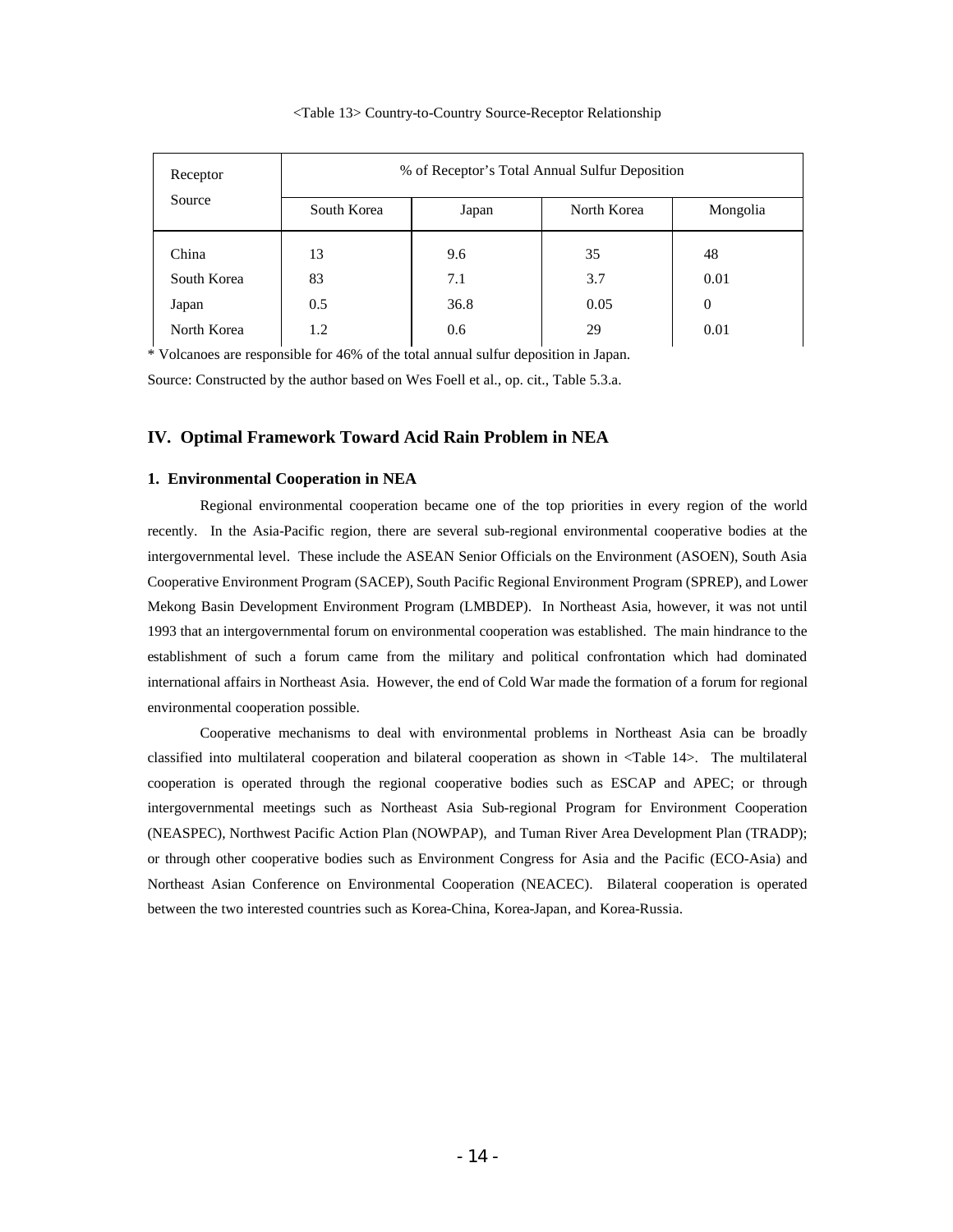<Table 13> Country-to-Country Source-Receptor Relationship

| Receptor / Source | % of Receptor's Total Annual Sulfur Deposition | | | |
|---|---|---|---|---|
| | South Korea | Japan | North Korea | Mongolia |
| China | 13 | 9.6 | 35 | 48 |
| South Korea | 83 | 7.1 | 3.7 | 0.01 |
| Japan | 0.5 | 36.8 | 0.05 | 0 |
| North Korea | 1.2 | 0.6 | 29 | 0.01 |

* Volcanoes are responsible for 46% of the total annual sulfur deposition in Japan.

Source: Constructed by the author based on Wes Foell et al., op. cit., Table 5.3.a.

## IV. Optimal Framework Toward Acid Rain Problem in NEA

### 1. Environmental Cooperation in NEA

Regional environmental cooperation became one of the top priorities in every region of the world recently. In the Asia-Pacific region, there are several sub-regional environmental cooperative bodies at the intergovernmental level. These include the ASEAN Senior Officials on the Environment (ASOEN), South Asia Cooperative Environment Program (SACEP), South Pacific Regional Environment Program (SPREP), and Lower Mekong Basin Development Environment Program (LMBDEP). In Northeast Asia, however, it was not until 1993 that an intergovernmental forum on environmental cooperation was established. The main hindrance to the establishment of such a forum came from the military and political confrontation which had dominated international affairs in Northeast Asia. However, the end of Cold War made the formation of a forum for regional environmental cooperation possible.

Cooperative mechanisms to deal with environmental problems in Northeast Asia can be broadly classified into multilateral cooperation and bilateral cooperation as shown in <Table 14>. The multilateral cooperation is operated through the regional cooperative bodies such as ESCAP and APEC; or through intergovernmental meetings such as Northeast Asia Sub-regional Program for Environment Cooperation (NEASPEC), Northwest Pacific Action Plan (NOWPAP), and Tuman River Area Development Plan (TRADP); or through other cooperative bodies such as Environment Congress for Asia and the Pacific (ECO-Asia) and Northeast Asian Conference on Environmental Cooperation (NEACEC). Bilateral cooperation is operated between the two interested countries such as Korea-China, Korea-Japan, and Korea-Russia.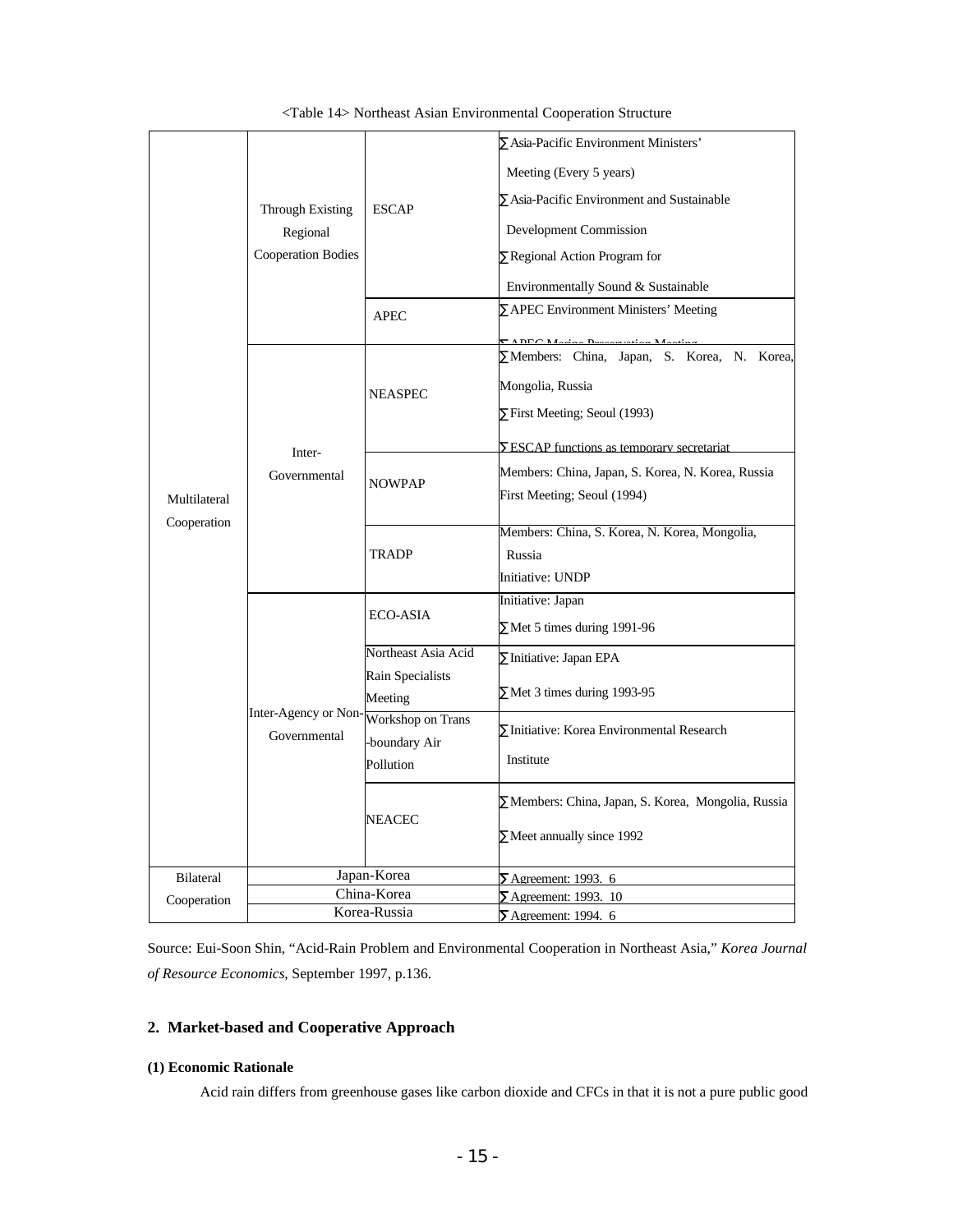<Table 14> Northeast Asian Environmental Cooperation Structure

| | | | |
|---|---|---|---|
| Multilateral Cooperation | Through Existing Regional Cooperation Bodies | ESCAP | ∑ Asia-Pacific Environment Ministers' Meeting (Every 5 years)<br>∑ Asia-Pacific Environment and Sustainable Development Commission<br>∑ Regional Action Program for Environmentally Sound & Sustainable |
| | | APEC | ∑ APEC Environment Ministers' Meeting<br>∑ APEC Marine Preservation Meeting |
| | Inter-Governmental | NEASPEC | ∑ Members: China, Japan, S. Korea, N. Korea, Mongolia, Russia<br>∑ First Meeting; Seoul (1993)<br>∑ ESCAP functions as temporary secretariat |
| | | NOWPAP | Members: China, Japan, S. Korea, N. Korea, Russia<br>First Meeting; Seoul (1994) |
| | | TRADP | Members: China, S. Korea, N. Korea, Mongolia, Russia<br>Initiative: UNDP |
| | Inter-Agency or Non-Governmental | ECO-ASIA | Initiative: Japan<br>∑ Met 5 times during 1991-96 |
| | | Northeast Asia Acid Rain Specialists Meeting | ∑ Initiative: Japan EPA<br>∑ Met 3 times during 1993-95 |
| | | Workshop on Trans-boundary Air Pollution | ∑ Initiative: Korea Environmental Research Institute |
| | | NEACEC | ∑ Members: China, Japan, S. Korea, Mongolia, Russia<br>∑ Meet annually since 1992 |
| Bilateral Cooperation | Japan-Korea | | ∑ Agreement: 1993. 6 |
| | China-Korea | | ∑ Agreement: 1993. 10 |
| | Korea-Russia | | ∑ Agreement: 1994. 6 |

Source: Eui-Soon Shin, "Acid-Rain Problem and Environmental Cooperation in Northeast Asia," *Korea Journal of Resource Economics*, September 1997, p.136.

## 2. Market-based and Cooperative Approach

### (1) Economic Rationale

Acid rain differs from greenhouse gases like carbon dioxide and CFCs in that it is not a pure public good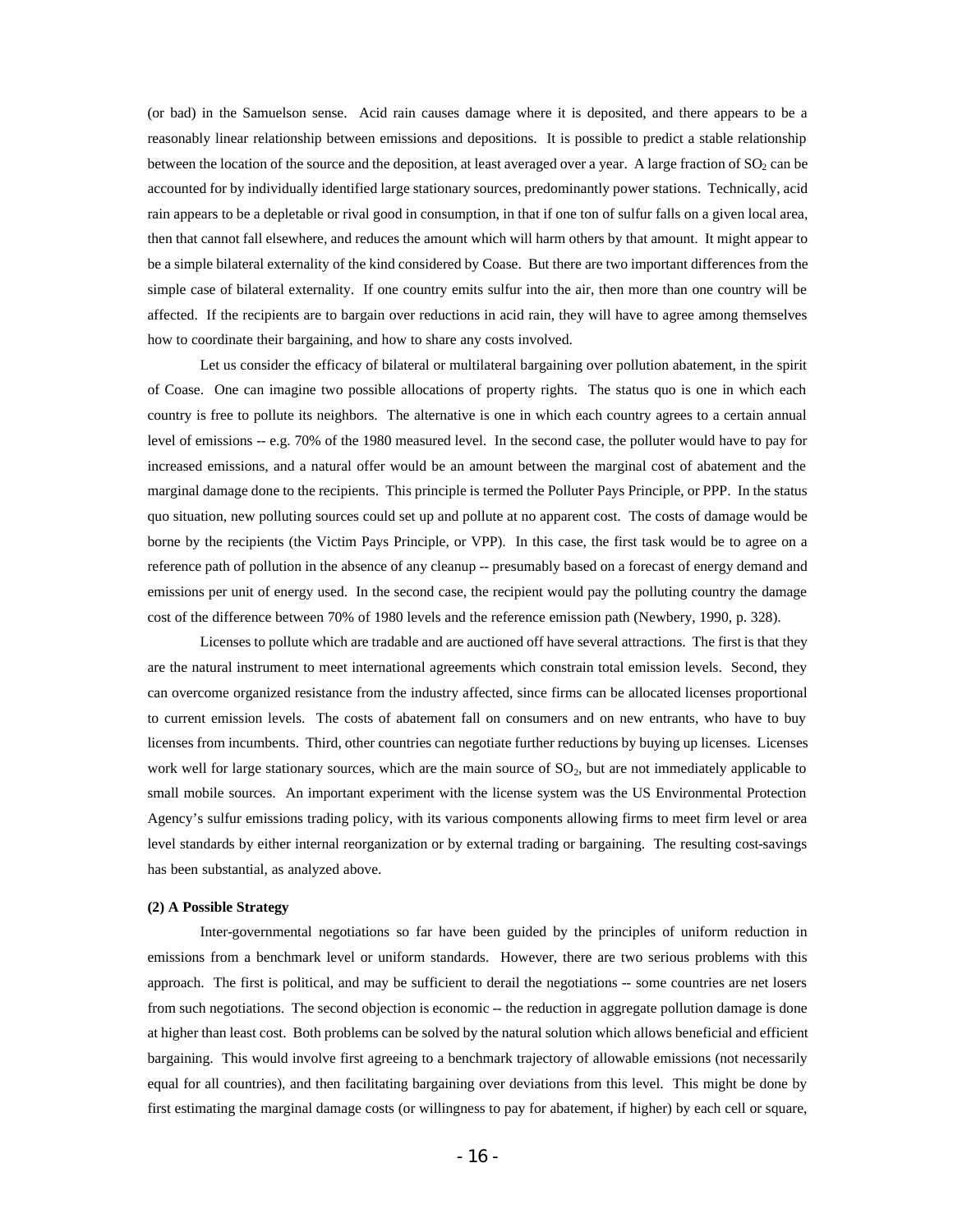(or bad) in the Samuelson sense. Acid rain causes damage where it is deposited, and there appears to be a reasonably linear relationship between emissions and depositions. It is possible to predict a stable relationship between the location of the source and the deposition, at least averaged over a year. A large fraction of $SO_2$ can be accounted for by individually identified large stationary sources, predominantly power stations. Technically, acid rain appears to be a depletable or rival good in consumption, in that if one ton of sulfur falls on a given local area, then that cannot fall elsewhere, and reduces the amount which will harm others by that amount. It might appear to be a simple bilateral externality of the kind considered by Coase. But there are two important differences from the simple case of bilateral externality. If one country emits sulfur into the air, then more than one country will be affected. If the recipients are to bargain over reductions in acid rain, they will have to agree among themselves how to coordinate their bargaining, and how to share any costs involved.

Let us consider the efficacy of bilateral or multilateral bargaining over pollution abatement, in the spirit of Coase. One can imagine two possible allocations of property rights. The status quo is one in which each country is free to pollute its neighbors. The alternative is one in which each country agrees to a certain annual level of emissions -- e.g. 70% of the 1980 measured level. In the second case, the polluter would have to pay for increased emissions, and a natural offer would be an amount between the marginal cost of abatement and the marginal damage done to the recipients. This principle is termed the Polluter Pays Principle, or PPP. In the status quo situation, new polluting sources could set up and pollute at no apparent cost. The costs of damage would be borne by the recipients (the Victim Pays Principle, or VPP). In this case, the first task would be to agree on a reference path of pollution in the absence of any cleanup -- presumably based on a forecast of energy demand and emissions per unit of energy used. In the second case, the recipient would pay the polluting country the damage cost of the difference between 70% of 1980 levels and the reference emission path (Newbery, 1990, p. 328).

Licenses to pollute which are tradable and are auctioned off have several attractions. The first is that they are the natural instrument to meet international agreements which constrain total emission levels. Second, they can overcome organized resistance from the industry affected, since firms can be allocated licenses proportional to current emission levels. The costs of abatement fall on consumers and on new entrants, who have to buy licenses from incumbents. Third, other countries can negotiate further reductions by buying up licenses. Licenses work well for large stationary sources, which are the main source of $SO_2$, but are not immediately applicable to small mobile sources. An important experiment with the license system was the US Environmental Protection Agency's sulfur emissions trading policy, with its various components allowing firms to meet firm level or area level standards by either internal reorganization or by external trading or bargaining. The resulting cost-savings has been substantial, as analyzed above.

**(2) A Possible Strategy**

Inter-governmental negotiations so far have been guided by the principles of uniform reduction in emissions from a benchmark level or uniform standards. However, there are two serious problems with this approach. The first is political, and may be sufficient to derail the negotiations -- some countries are net losers from such negotiations. The second objection is economic -- the reduction in aggregate pollution damage is done at higher than least cost. Both problems can be solved by the natural solution which allows beneficial and efficient bargaining. This would involve first agreeing to a benchmark trajectory of allowable emissions (not necessarily equal for all countries), and then facilitating bargaining over deviations from this level. This might be done by first estimating the marginal damage costs (or willingness to pay for abatement, if higher) by each cell or square,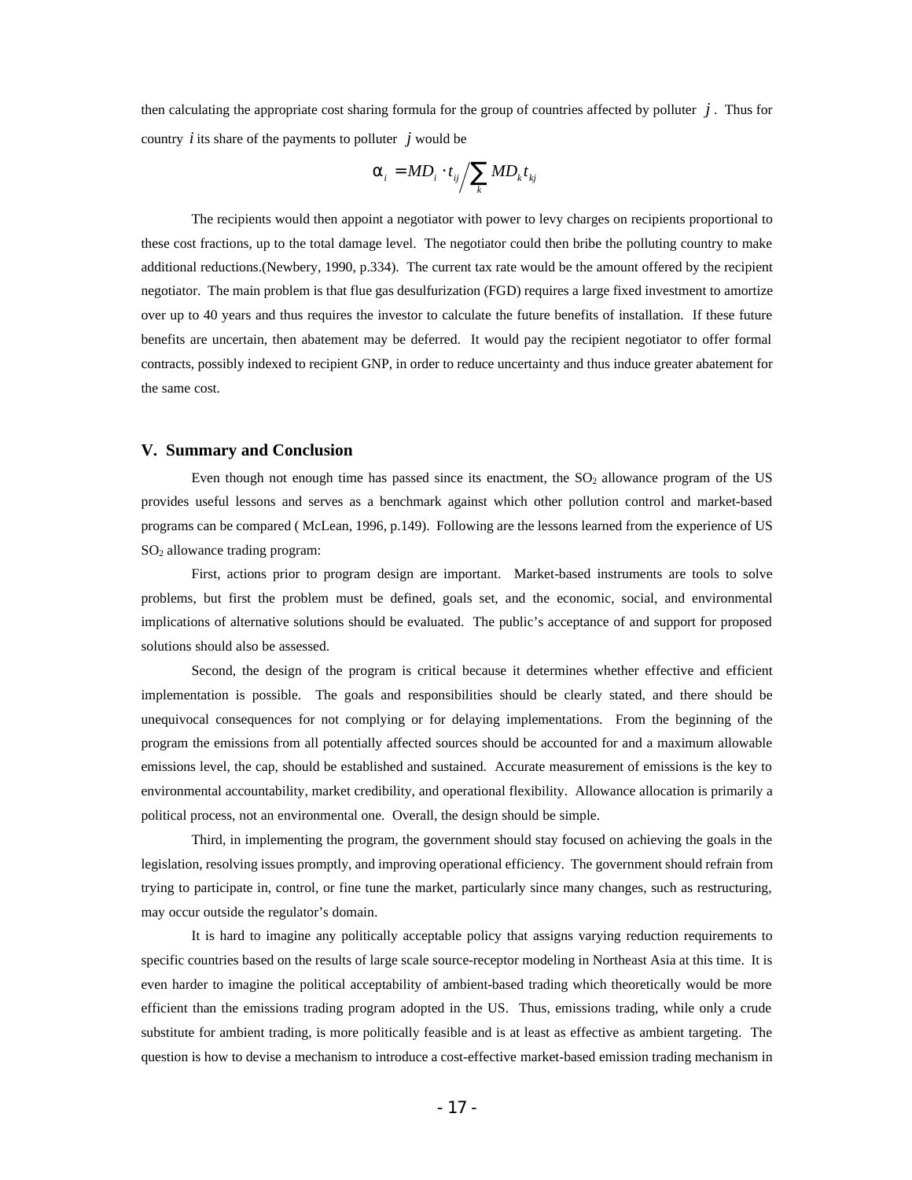then calculating the appropriate cost sharing formula for the group of countries affected by polluter $j$. Thus for country $i$ its share of the payments to polluter $j$ would be

$$\alpha_i = MD_i \cdot t_{ij} \Big/ \sum_k MD_k t_{kj}$$

The recipients would then appoint a negotiator with power to levy charges on recipients proportional to these cost fractions, up to the total damage level. The negotiator could then bribe the polluting country to make additional reductions.(Newbery, 1990, p.334). The current tax rate would be the amount offered by the recipient negotiator. The main problem is that flue gas desulfurization (FGD) requires a large fixed investment to amortize over up to 40 years and thus requires the investor to calculate the future benefits of installation. If these future benefits are uncertain, then abatement may be deferred. It would pay the recipient negotiator to offer formal contracts, possibly indexed to recipient GNP, in order to reduce uncertainty and thus induce greater abatement for the same cost.

## V. Summary and Conclusion

Even though not enough time has passed since its enactment, the $SO_2$ allowance program of the US provides useful lessons and serves as a benchmark against which other pollution control and market-based programs can be compared ( McLean, 1996, p.149). Following are the lessons learned from the experience of US $SO_2$ allowance trading program:

First, actions prior to program design are important. Market-based instruments are tools to solve problems, but first the problem must be defined, goals set, and the economic, social, and environmental implications of alternative solutions should be evaluated. The public's acceptance of and support for proposed solutions should also be assessed.

Second, the design of the program is critical because it determines whether effective and efficient implementation is possible. The goals and responsibilities should be clearly stated, and there should be unequivocal consequences for not complying or for delaying implementations. From the beginning of the program the emissions from all potentially affected sources should be accounted for and a maximum allowable emissions level, the cap, should be established and sustained. Accurate measurement of emissions is the key to environmental accountability, market credibility, and operational flexibility. Allowance allocation is primarily a political process, not an environmental one. Overall, the design should be simple.

Third, in implementing the program, the government should stay focused on achieving the goals in the legislation, resolving issues promptly, and improving operational efficiency. The government should refrain from trying to participate in, control, or fine tune the market, particularly since many changes, such as restructuring, may occur outside the regulator's domain.

It is hard to imagine any politically acceptable policy that assigns varying reduction requirements to specific countries based on the results of large scale source-receptor modeling in Northeast Asia at this time. It is even harder to imagine the political acceptability of ambient-based trading which theoretically would be more efficient than the emissions trading program adopted in the US. Thus, emissions trading, while only a crude substitute for ambient trading, is more politically feasible and is at least as effective as ambient targeting. The question is how to devise a mechanism to introduce a cost-effective market-based emission trading mechanism in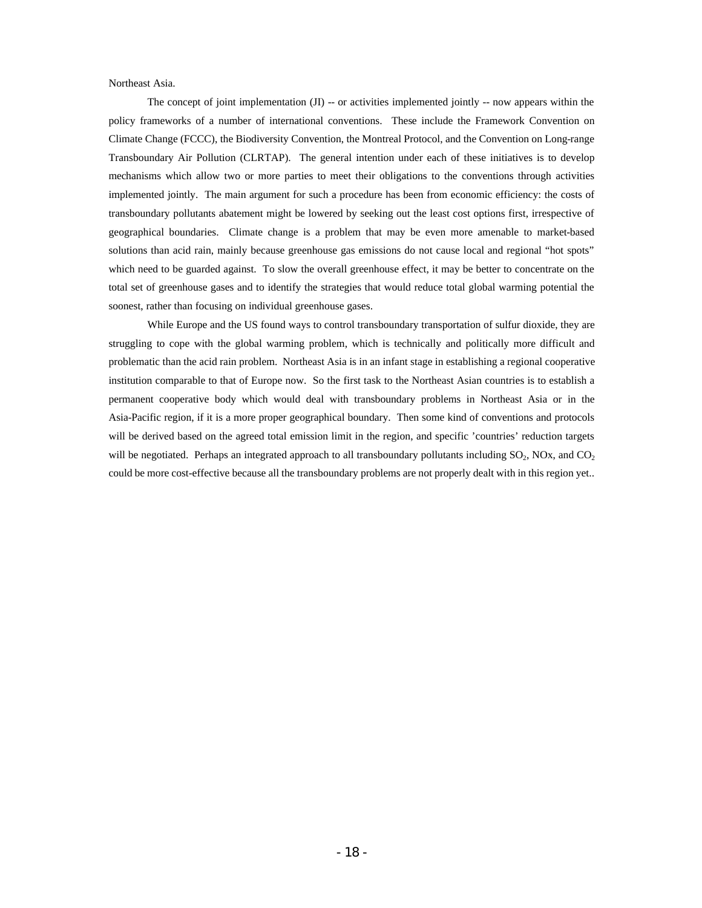Northeast Asia.

The concept of joint implementation (JI) -- or activities implemented jointly -- now appears within the policy frameworks of a number of international conventions. These include the Framework Convention on Climate Change (FCCC), the Biodiversity Convention, the Montreal Protocol, and the Convention on Long-range Transboundary Air Pollution (CLRTAP). The general intention under each of these initiatives is to develop mechanisms which allow two or more parties to meet their obligations to the conventions through activities implemented jointly. The main argument for such a procedure has been from economic efficiency: the costs of transboundary pollutants abatement might be lowered by seeking out the least cost options first, irrespective of geographical boundaries. Climate change is a problem that may be even more amenable to market-based solutions than acid rain, mainly because greenhouse gas emissions do not cause local and regional "hot spots" which need to be guarded against. To slow the overall greenhouse effect, it may be better to concentrate on the total set of greenhouse gases and to identify the strategies that would reduce total global warming potential the soonest, rather than focusing on individual greenhouse gases.

While Europe and the US found ways to control transboundary transportation of sulfur dioxide, they are struggling to cope with the global warming problem, which is technically and politically more difficult and problematic than the acid rain problem. Northeast Asia is in an infant stage in establishing a regional cooperative institution comparable to that of Europe now. So the first task to the Northeast Asian countries is to establish a permanent cooperative body which would deal with transboundary problems in Northeast Asia or in the Asia-Pacific region, if it is a more proper geographical boundary. Then some kind of conventions and protocols will be derived based on the agreed total emission limit in the region, and specific 'countries' reduction targets will be negotiated. Perhaps an integrated approach to all transboundary pollutants including $SO_2$, NOx, and $CO_2$ could be more cost-effective because all the transboundary problems are not properly dealt with in this region yet..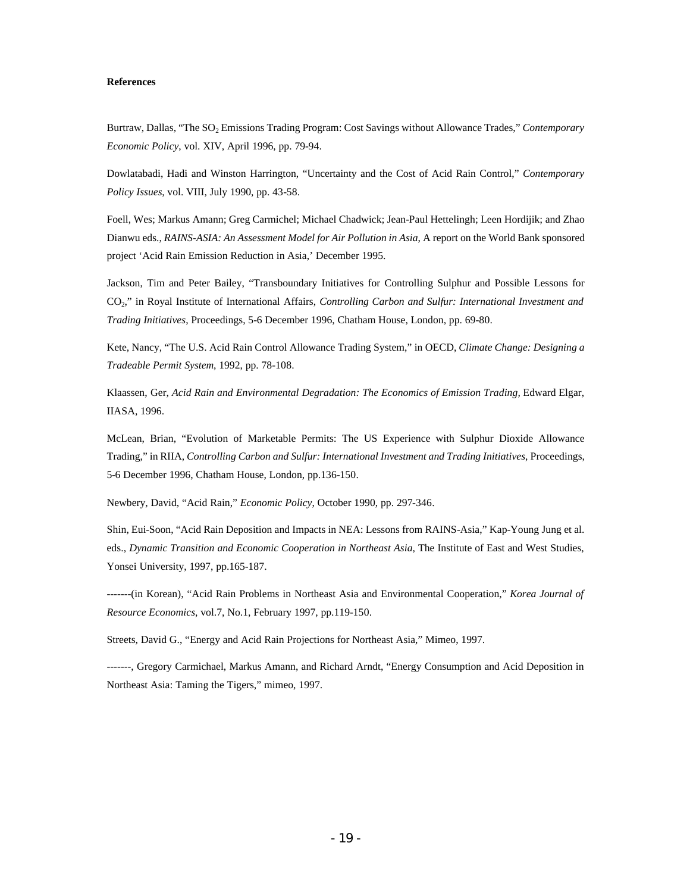**References**

Burtraw, Dallas, "The $SO_2$ Emissions Trading Program: Cost Savings without Allowance Trades," *Contemporary Economic Policy*, vol. XIV, April 1996, pp. 79-94.

Dowlatabadi, Hadi and Winston Harrington, "Uncertainty and the Cost of Acid Rain Control," *Contemporary Policy Issues*, vol. VIII, July 1990, pp. 43-58.

Foell, Wes; Markus Amann; Greg Carmichel; Michael Chadwick; Jean-Paul Hettelingh; Leen Hordijik; and Zhao Dianwu eds., *RAINS-ASIA: An Assessment Model for Air Pollution in Asia*, A report on the World Bank sponsored project 'Acid Rain Emission Reduction in Asia,' December 1995.

Jackson, Tim and Peter Bailey, "Transboundary Initiatives for Controlling Sulphur and Possible Lessons for $CO_2$," in Royal Institute of International Affairs, *Controlling Carbon and Sulfur: International Investment and Trading Initiatives*, Proceedings, 5-6 December 1996, Chatham House, London, pp. 69-80.

Kete, Nancy, "The U.S. Acid Rain Control Allowance Trading System," in OECD, *Climate Change: Designing a Tradeable Permit System*, 1992, pp. 78-108.

Klaassen, Ger, *Acid Rain and Environmental Degradation: The Economics of Emission Trading*, Edward Elgar, IIASA, 1996.

McLean, Brian, "Evolution of Marketable Permits: The US Experience with Sulphur Dioxide Allowance Trading," in RIIA, *Controlling Carbon and Sulfur: International Investment and Trading Initiatives*, Proceedings, 5-6 December 1996, Chatham House, London, pp.136-150.

Newbery, David, "Acid Rain," *Economic Policy*, October 1990, pp. 297-346.

Shin, Eui-Soon, "Acid Rain Deposition and Impacts in NEA: Lessons from RAINS-Asia," Kap-Young Jung et al. eds., *Dynamic Transition and Economic Cooperation in Northeast Asia*, The Institute of East and West Studies, Yonsei University, 1997, pp.165-187.

-------(in Korean), "Acid Rain Problems in Northeast Asia and Environmental Cooperation," *Korea Journal of Resource Economics*, vol.7, No.1, February 1997, pp.119-150.

Streets, David G., "Energy and Acid Rain Projections for Northeast Asia," Mimeo, 1997.

-------, Gregory Carmichael, Markus Amann, and Richard Arndt, "Energy Consumption and Acid Deposition in Northeast Asia: Taming the Tigers," mimeo, 1997.